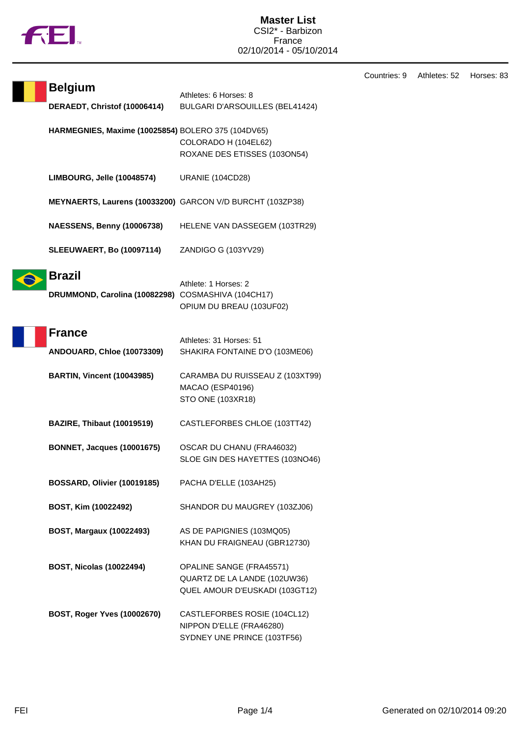# Master List

CSI2* - Barbizon
France
02/10/2014 - 05/10/2014

Countries: 9 Athletes: 52 Horses: 83

## Belgium

Athletes: 6 Horses: 8

| Athlete | Horses |
|---|---|
| **DERAEDT, Christof (10006414)** | BULGARI D'ARSOUILLES (BEL41424) |
| **HARMEGNIES, Maxime (10025854)** | BOLERO 375 (104DV65)<br>COLORADO H (104EL62)<br>ROXANE DES ETISSES (103ON54) |
| **LIMBOURG, Jelle (10048574)** | URANIE (104CD28) |
| **MEYNAERTS, Laurens (10033200)** | GARCON V/D BURCHT (103ZP38) |
| **NAESSENS, Benny (10006738)** | HELENE VAN DASSEGEM (103TR29) |
| **SLEEUWAERT, Bo (10097114)** | ZANDIGO G (103YV29) |

## Brazil

Athlete: 1 Horses: 2

| Athlete | Horses |
|---|---|
| **DRUMMOND, Carolina (10082298)** | COSMASHIVA (104CH17)<br>OPIUM DU BREAU (103UF02) |

## France

Athletes: 31 Horses: 51

| Athlete | Horses |
|---|---|
| **ANDOUARD, Chloe (10073309)** | SHAKIRA FONTAINE D'O (103ME06) |
| **BARTIN, Vincent (10043985)** | CARAMBA DU RUISSEAU Z (103XT99)<br>MACAO (ESP40196)<br>STO ONE (103XR18) |
| **BAZIRE, Thibaut (10019519)** | CASTLEFORBES CHLOE (103TT42) |
| **BONNET, Jacques (10001675)** | OSCAR DU CHANU (FRA46032)<br>SLOE GIN DES HAYETTES (103NO46) |
| **BOSSARD, Olivier (10019185)** | PACHA D'ELLE (103AH25) |
| **BOST, Kim (10022492)** | SHANDOR DU MAUGREY (103ZJ06) |
| **BOST, Margaux (10022493)** | AS DE PAPIGNIES (103MQ05)<br>KHAN DU FRAIGNEAU (GBR12730) |
| **BOST, Nicolas (10022494)** | OPALINE SANGE (FRA45571)<br>QUARTZ DE LA LANDE (102UW36)<br>QUEL AMOUR D'EUSKADI (103GT12) |
| **BOST, Roger Yves (10002670)** | CASTLEFORBES ROSIE (104CL12)<br>NIPPON D'ELLE (FRA46280)<br>SYDNEY UNE PRINCE (103TF56) |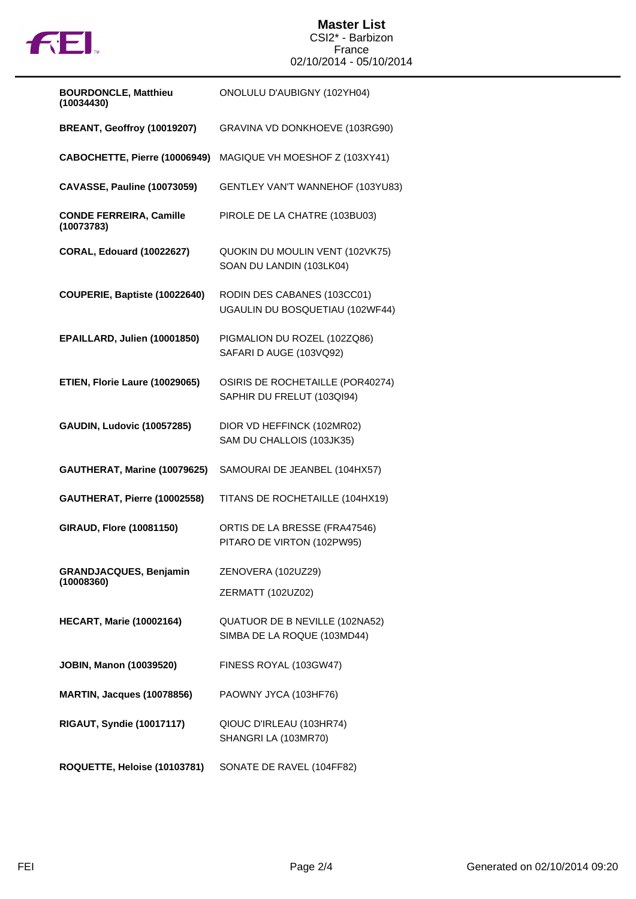# Master List

CSI2* - Barbizon
France
02/10/2014 - 05/10/2014

| Rider | Horse(s) |
|---|---|
| **BOURDONCLE, Matthieu (10034430)** | ONOLULU D'AUBIGNY (102YH04) |
| **BREANT, Geoffroy (10019207)** | GRAVINA VD DONKHOEVE (103RG90) |
| **CABOCHETTE, Pierre (10006949)** | MAGIQUE VH MOESHOF Z (103XY41) |
| **CAVASSE, Pauline (10073059)** | GENTLEY VAN'T WANNEHOF (103YU83) |
| **CONDE FERREIRA, Camille (10073783)** | PIROLE DE LA CHATRE (103BU03) |
| **CORAL, Edouard (10022627)** | QUOKIN DU MOULIN VENT (102VK75)<br>SOAN DU LANDIN (103LK04) |
| **COUPERIE, Baptiste (10022640)** | RODIN DES CABANES (103CC01)<br>UGAULIN DU BOSQUETIAU (102WF44) |
| **EPAILLARD, Julien (10001850)** | PIGMALION DU ROZEL (102ZQ86)<br>SAFARI D AUGE (103VQ92) |
| **ETIEN, Florie Laure (10029065)** | OSIRIS DE ROCHETAILLE (POR40274)<br>SAPHIR DU FRELUT (103QI94) |
| **GAUDIN, Ludovic (10057285)** | DIOR VD HEFFINCK (102MR02)<br>SAM DU CHALLOIS (103JK35) |
| **GAUTHERAT, Marine (10079625)** | SAMOURAI DE JEANBEL (104HX57) |
| **GAUTHERAT, Pierre (10002558)** | TITANS DE ROCHETAILLE (104HX19) |
| **GIRAUD, Flore (10081150)** | ORTIS DE LA BRESSE (FRA47546)<br>PITARO DE VIRTON (102PW95) |
| **GRANDJACQUES, Benjamin (10008360)** | ZENOVERA (102UZ29)<br>ZERMATT (102UZ02) |
| **HECART, Marie (10002164)** | QUATUOR DE B NEVILLE (102NA52)<br>SIMBA DE LA ROQUE (103MD44) |
| **JOBIN, Manon (10039520)** | FINESS ROYAL (103GW47) |
| **MARTIN, Jacques (10078856)** | PAOWNY JYCA (103HF76) |
| **RIGAUT, Syndie (10017117)** | QIOUC D'IRLEAU (103HR74)<br>SHANGRI LA (103MR70) |
| **ROQUETTE, Heloise (10103781)** | SONATE DE RAVEL (104FF82) |

Generated on 02/10/2014 09:20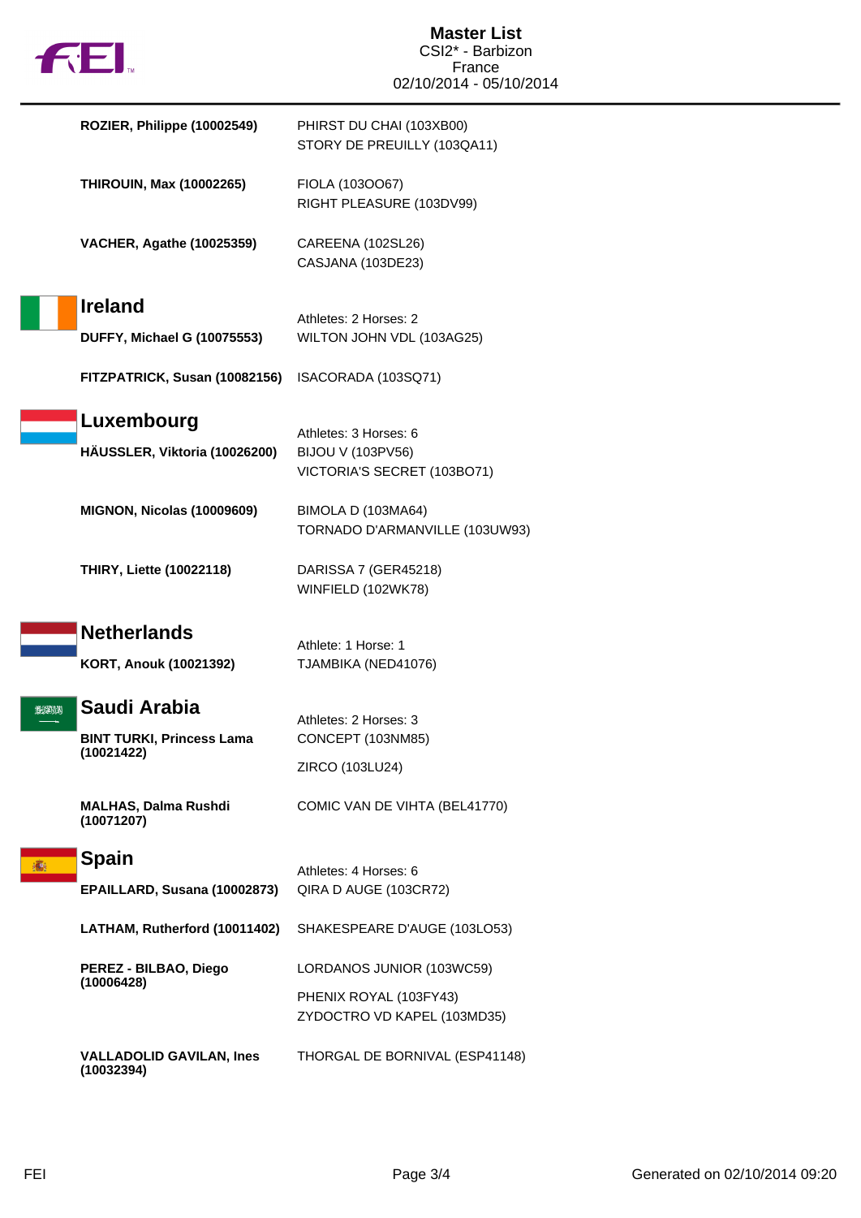# Master List

CSI2* - Barbizon
France
02/10/2014 - 05/10/2014

**ROZIER, Philippe (10002549)**
PHIRST DU CHAI (103XB00)
STORY DE PREUILLY (103QA11)

**THIROUIN, Max (10002265)**
FIOLA (103OO67)
RIGHT PLEASURE (103DV99)

**VACHER, Agathe (10025359)**
CAREENA (102SL26)
CASJANA (103DE23)

## Ireland

Athletes: 2 Horses: 2

**DUFFY, Michael G (10075553)**
WILTON JOHN VDL (103AG25)

**FITZPATRICK, Susan (10082156)**
ISACORADA (103SQ71)

## Luxembourg

Athletes: 3 Horses: 6

**HÄUSSLER, Viktoria (10026200)**
BIJOU V (103PV56)
VICTORIA'S SECRET (103BO71)

**MIGNON, Nicolas (10009609)**
BIMOLA D (103MA64)
TORNADO D'ARMANVILLE (103UW93)

**THIRY, Liette (10022118)**
DARISSA 7 (GER45218)
WINFIELD (102WK78)

## Netherlands

Athlete: 1 Horse: 1

**KORT, Anouk (10021392)**
TJAMBIKA (NED41076)

## Saudi Arabia

Athletes: 2 Horses: 3

**BINT TURKI, Princess Lama (10021422)**
CONCEPT (103NM85)
ZIRCO (103LU24)

**MALHAS, Dalma Rushdi (10071207)**
COMIC VAN DE VIHTA (BEL41770)

## Spain

Athletes: 4 Horses: 6

**EPAILLARD, Susana (10002873)**
QIRA D AUGE (103CR72)

**LATHAM, Rutherford (10011402)**
SHAKESPEARE D'AUGE (103LO53)

**PEREZ - BILBAO, Diego (10006428)**
LORDANOS JUNIOR (103WC59)
PHENIX ROYAL (103FY43)
ZYDOCTRO VD KAPEL (103MD35)

**VALLADOLID GAVILAN, Ines (10032394)**
THORGAL DE BORNIVAL (ESP41148)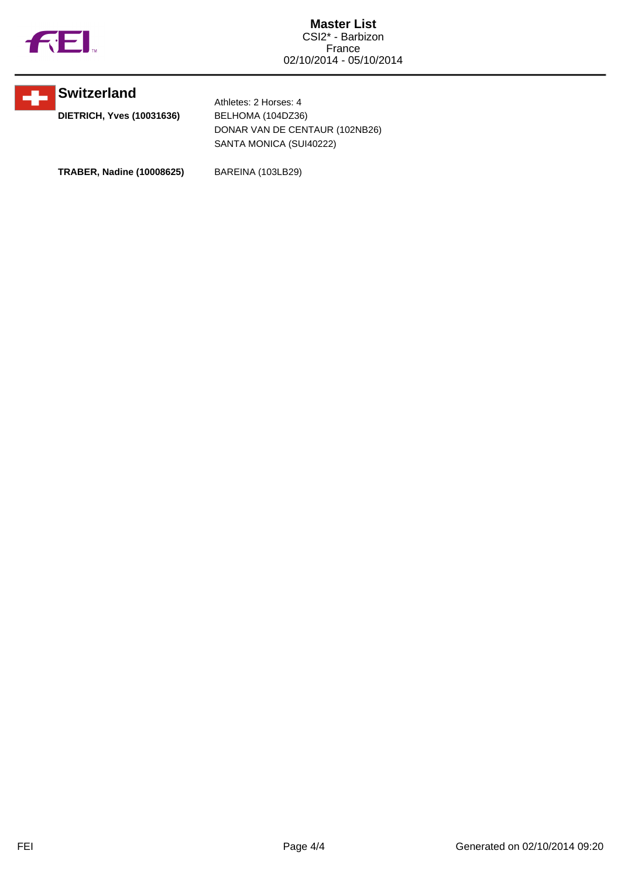**Master List**
CSI2* - Barbizon
France
02/10/2014 - 05/10/2014

## Switzerland

Athletes: 2 Horses: 4

| | |
|---|---|
| **DIETRICH, Yves (10031636)** | BELHOMA (104DZ36) |
| | DONAR VAN DE CENTAUR (102NB26) |
| | SANTA MONICA (SUI40222) |
| **TRABER, Nadine (10008625)** | BAREINA (103LB29) |

Generated on 02/10/2014 09:20